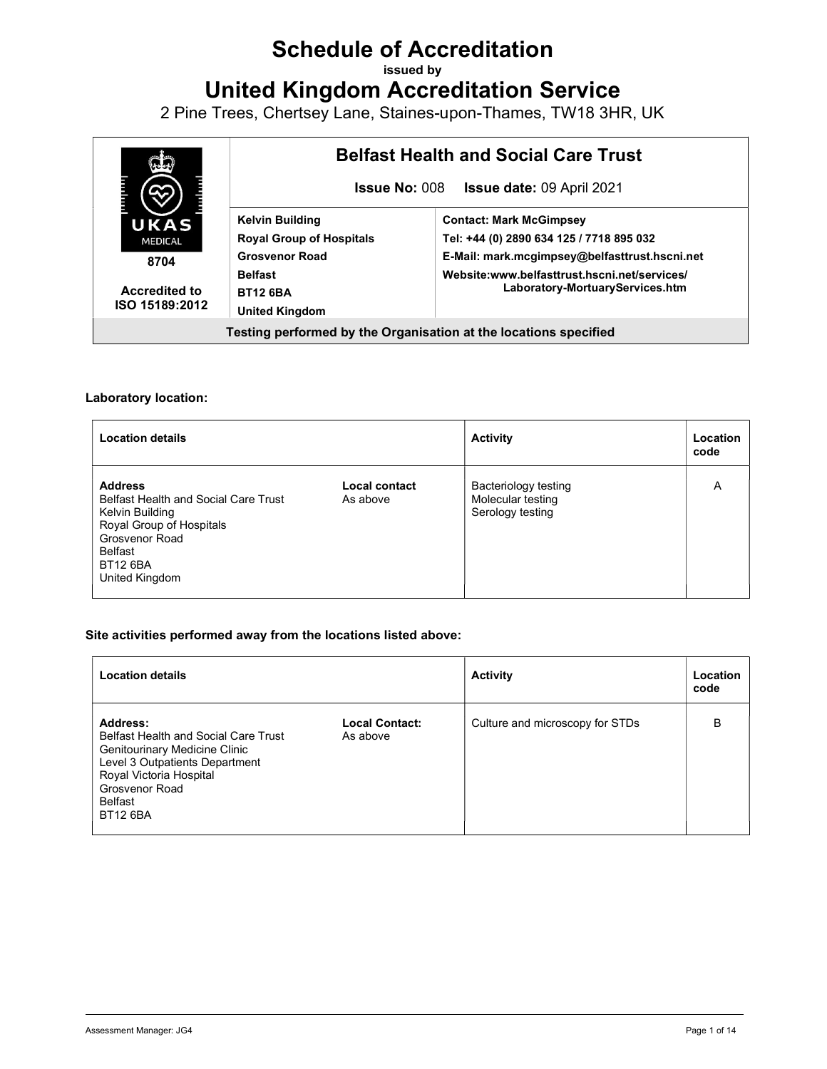# Schedule of Accreditation

issued by

# United Kingdom Accreditation Service

2 Pine Trees, Chertsey Lane, Staines-upon-Thames, TW18 3HR, UK

| UKAS MEDICAL 8704 Accredited to ISO 15189:2012 | **Belfast Health and Social Care Trust** | |
|---|---|---|
| | **Issue No:** 008 **Issue date:** 09 April 2021 | |
| | **Kelvin Building**<br>**Royal Group of Hospitals**<br>**Grosvenor Road**<br>**Belfast**<br>**BT12 6BA**<br>**United Kingdom** | **Contact: Mark McGimpsey**<br>**Tel: +44 (0) 2890 634 125 / 7718 895 032**<br>**E-Mail: mark.mcgimpsey@belfasttrust.hscni.net**<br>**Website:www.belfasttrust.hscni.net/services/Laboratory-MortuaryServices.htm** |
| **Testing performed by the Organisation at the locations specified** | | |

**Laboratory location:**

| Location details | | Activity | Location code |
|---|---|---|---|
| **Address**<br>Belfast Health and Social Care Trust<br>Kelvin Building<br>Royal Group of Hospitals<br>Grosvenor Road<br>Belfast<br>BT12 6BA<br>United Kingdom | **Local contact**<br>As above | Bacteriology testing<br>Molecular testing<br>Serology testing | A |

**Site activities performed away from the locations listed above:**

| Location details | | Activity | Location code |
|---|---|---|---|
| **Address:**<br>Belfast Health and Social Care Trust<br>Genitourinary Medicine Clinic<br>Level 3 Outpatients Department<br>Royal Victoria Hospital<br>Grosvenor Road<br>Belfast<br>BT12 6BA | **Local Contact:**<br>As above | Culture and microscopy for STDs | B |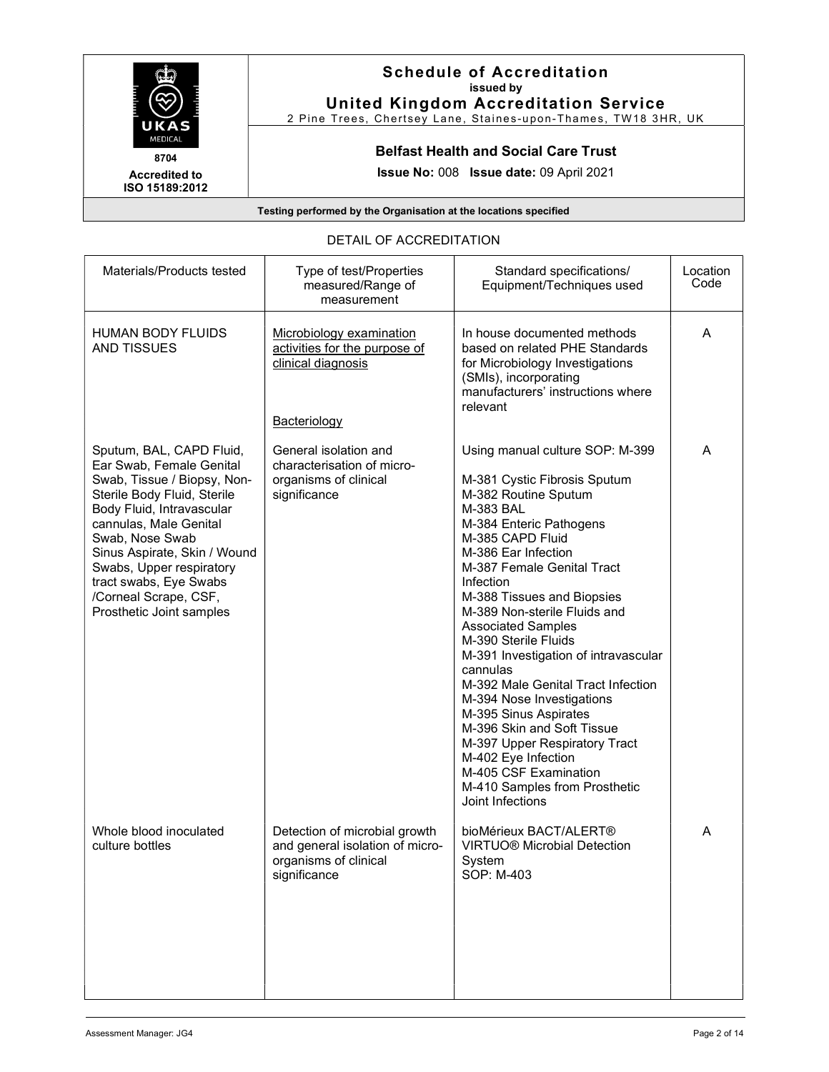# Schedule of Accreditation
issued by
**United Kingdom Accreditation Service**
2 Pine Trees, Chertsey Lane, Staines-upon-Thames, TW18 3HR, UK

8704
**Accredited to ISO 15189:2012**

**Belfast Health and Social Care Trust**

**Issue No:** 008 **Issue date:** 09 April 2021

**Testing performed by the Organisation at the locations specified**

DETAIL OF ACCREDITATION

| Materials/Products tested | Type of test/Properties measured/Range of measurement | Standard specifications/ Equipment/Techniques used | Location Code |
|---|---|---|---|
| HUMAN BODY FLUIDS AND TISSUES | Microbiology examination activities for the purpose of clinical diagnosis<br><br>Bacteriology | In house documented methods based on related PHE Standards for Microbiology Investigations (SMIs), incorporating manufacturers' instructions where relevant | A |
| Sputum, BAL, CAPD Fluid, Ear Swab, Female Genital Swab, Tissue / Biopsy, Non-Sterile Body Fluid, Sterile Body Fluid, Intravascular cannulas, Male Genital Swab, Nose Swab Sinus Aspirate, Skin / Wound Swabs, Upper respiratory tract swabs, Eye Swabs /Corneal Scrape, CSF, Prosthetic Joint samples | General isolation and characterisation of micro-organisms of clinical significance | Using manual culture SOP: M-399<br><br>M-381 Cystic Fibrosis Sputum<br>M-382 Routine Sputum<br>M-383 BAL<br>M-384 Enteric Pathogens<br>M-385 CAPD Fluid<br>M-386 Ear Infection<br>M-387 Female Genital Tract Infection<br>M-388 Tissues and Biopsies<br>M-389 Non-sterile Fluids and Associated Samples<br>M-390 Sterile Fluids<br>M-391 Investigation of intravascular cannulas<br>M-392 Male Genital Tract Infection<br>M-394 Nose Investigations<br>M-395 Sinus Aspirates<br>M-396 Skin and Soft Tissue<br>M-397 Upper Respiratory Tract<br>M-402 Eye Infection<br>M-405 CSF Examination<br>M-410 Samples from Prosthetic Joint Infections | A |
| Whole blood inoculated culture bottles | Detection of microbial growth and general isolation of micro-organisms of clinical significance | bioMérieux BACT/ALERT® VIRTUO® Microbial Detection System<br>SOP: M-403 | A |

Assessment Manager: JG4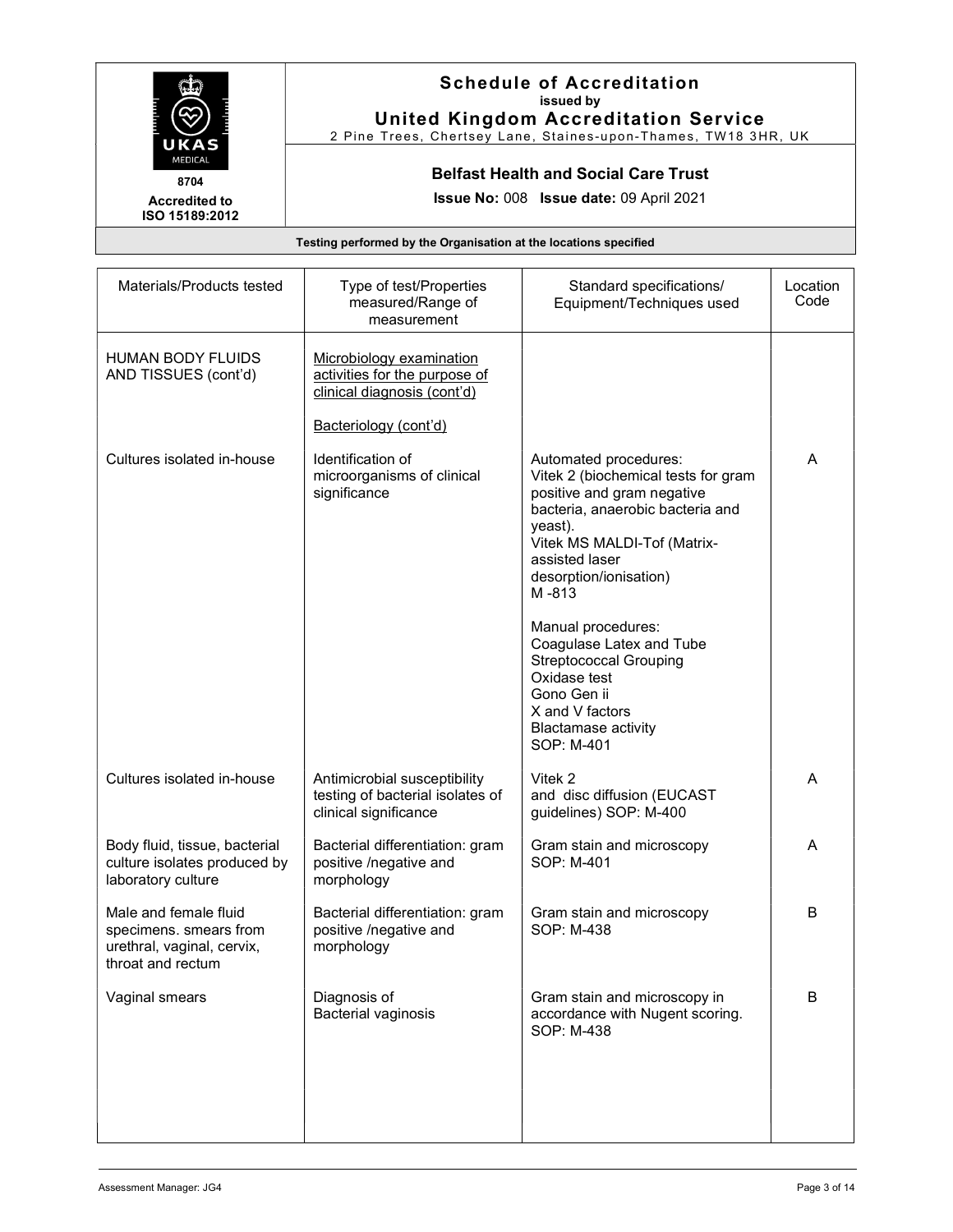# Schedule of Accreditation
issued by
**United Kingdom Accreditation Service**
2 Pine Trees, Chertsey Lane, Staines-upon-Thames, TW18 3HR, UK

8704
**Accredited to ISO 15189:2012**

**Belfast Health and Social Care Trust**

**Issue No:** 008 **Issue date:** 09 April 2021

**Testing performed by the Organisation at the locations specified**

| Materials/Products tested | Type of test/Properties measured/Range of measurement | Standard specifications/ Equipment/Techniques used | Location Code |
|---|---|---|---|
| HUMAN BODY FLUIDS AND TISSUES (cont'd) | Microbiology examination activities for the purpose of clinical diagnosis (cont'd)<br><br>Bacteriology (cont'd) | | |
| Cultures isolated in-house | Identification of microorganisms of clinical significance | Automated procedures:<br>Vitek 2 (biochemical tests for gram positive and gram negative bacteria, anaerobic bacteria and yeast).<br>Vitek MS MALDI-Tof (Matrix-assisted laser desorption/ionisation)<br>M -813<br><br>Manual procedures:<br>Coagulase Latex and Tube<br>Streptococcal Grouping<br>Oxidase test<br>Gono Gen ii<br>X and V factors<br>Blactamase activity<br>SOP: M-401 | A |
| Cultures isolated in-house | Antimicrobial susceptibility testing of bacterial isolates of clinical significance | Vitek 2 and disc diffusion (EUCAST guidelines) SOP: M-400 | A |
| Body fluid, tissue, bacterial culture isolates produced by laboratory culture | Bacterial differentiation: gram positive /negative and morphology | Gram stain and microscopy SOP: M-401 | A |
| Male and female fluid specimens. smears from urethral, vaginal, cervix, throat and rectum | Bacterial differentiation: gram positive /negative and morphology | Gram stain and microscopy SOP: M-438 | B |
| Vaginal smears | Diagnosis of Bacterial vaginosis | Gram stain and microscopy in accordance with Nugent scoring. SOP: M-438 | B |

Assessment Manager: JG4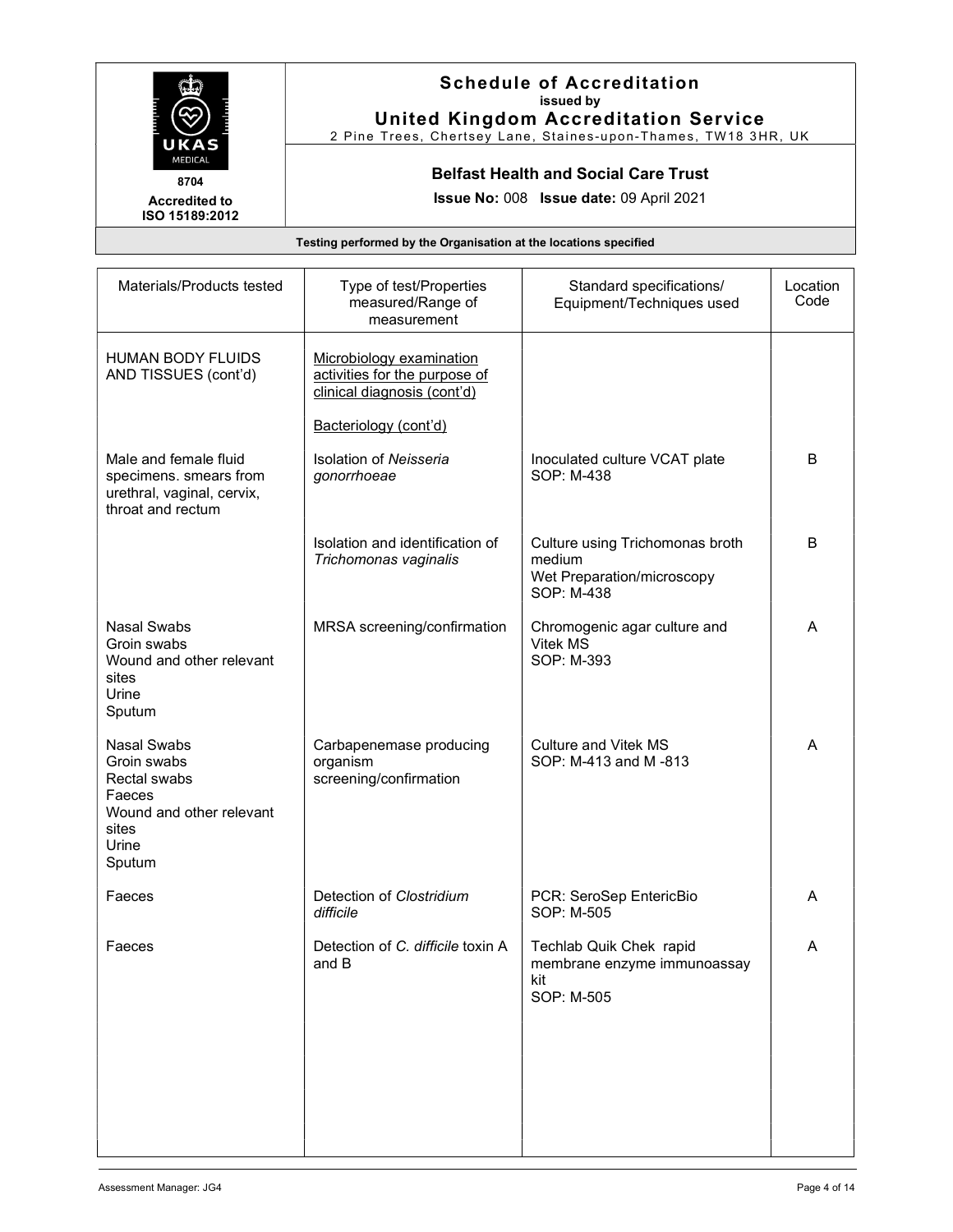# Schedule of Accreditation
issued by
# United Kingdom Accreditation Service
2 Pine Trees, Chertsey Lane, Staines-upon-Thames, TW18 3HR, UK

8704
**Accredited to ISO 15189:2012**

## Belfast Health and Social Care Trust

**Issue No:** 008 **Issue date:** 09 April 2021

**Testing performed by the Organisation at the locations specified**

| Materials/Products tested | Type of test/Properties measured/Range of measurement | Standard specifications/ Equipment/Techniques used | Location Code |
|---|---|---|---|
| HUMAN BODY FLUIDS AND TISSUES (cont'd) | Microbiology examination activities for the purpose of clinical diagnosis (cont'd)<br><br>Bacteriology (cont'd) | | |
| Male and female fluid specimens. smears from urethral, vaginal, cervix, throat and rectum | Isolation of *Neisseria gonorrhoeae* | Inoculated culture VCAT plate<br>SOP: M-438 | B |
| | Isolation and identification of *Trichomonas vaginalis* | Culture using Trichomonas broth medium<br>Wet Preparation/microscopy<br>SOP: M-438 | B |
| Nasal Swabs<br>Groin swabs<br>Wound and other relevant sites<br>Urine<br>Sputum | MRSA screening/confirmation | Chromogenic agar culture and Vitek MS<br>SOP: M-393 | A |
| Nasal Swabs<br>Groin swabs<br>Rectal swabs<br>Faeces<br>Wound and other relevant sites<br>Urine<br>Sputum | Carbapenemase producing organism screening/confirmation | Culture and Vitek MS<br>SOP: M-413 and M -813 | A |
| Faeces | Detection of *Clostridium difficile* | PCR: SeroSep EntericBio<br>SOP: M-505 | A |
| Faeces | Detection of *C. difficile* toxin A and B | Techlab Quik Chek rapid membrane enzyme immunoassay kit<br>SOP: M-505 | A |

Assessment Manager: JG4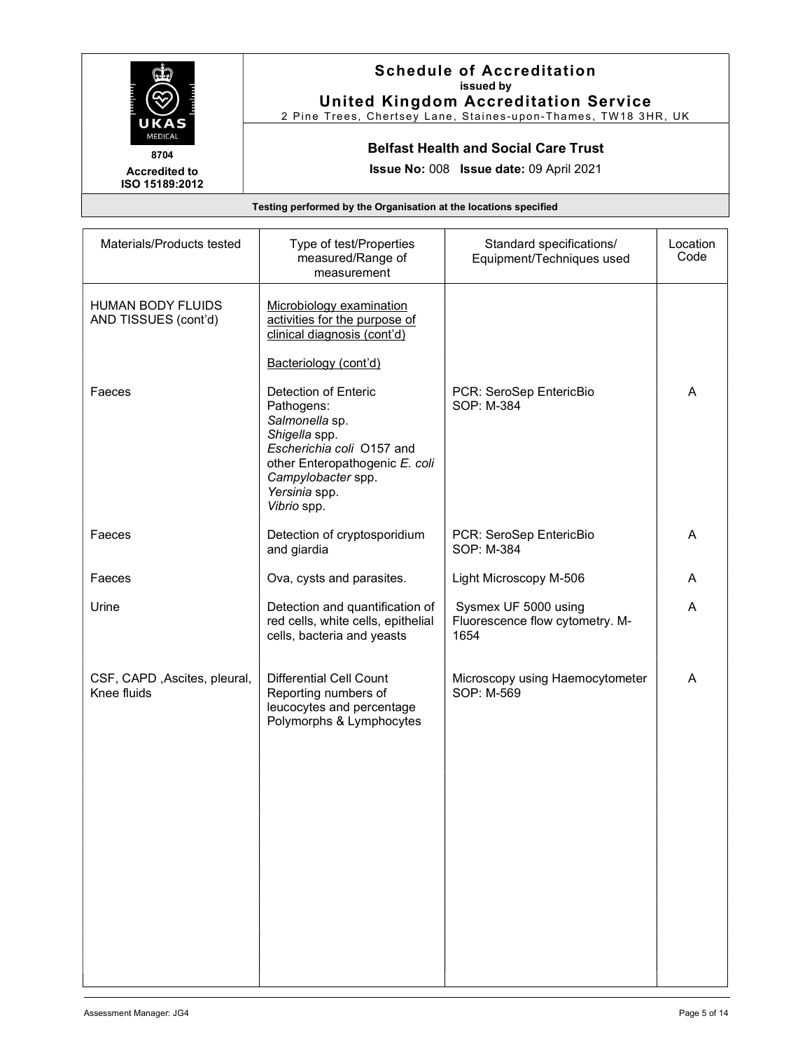# Schedule of Accreditation

issued by

**United Kingdom Accreditation Service**

2 Pine Trees, Chertsey Lane, Staines-upon-Thames, TW18 3HR, UK

8704

**Accredited to ISO 15189:2012**

**Belfast Health and Social Care Trust**

**Issue No:** 008 **Issue date:** 09 April 2021

**Testing performed by the Organisation at the locations specified**

| Materials/Products tested | Type of test/Properties measured/Range of measurement | Standard specifications/ Equipment/Techniques used | Location Code |
|---|---|---|---|
| HUMAN BODY FLUIDS AND TISSUES (cont'd) | Microbiology examination activities for the purpose of clinical diagnosis (cont'd)<br><br>Bacteriology (cont'd) | | |
| Faeces | Detection of Enteric Pathogens:<br>*Salmonella* sp.<br>*Shigella* spp.<br>*Escherichia coli* O157 and other Enteropathogenic *E. coli*<br>*Campylobacter* spp.<br>*Yersinia* spp.<br>*Vibrio* spp. | PCR: SeroSep EntericBio<br>SOP: M-384 | A |
| Faeces | Detection of cryptosporidium and giardia | PCR: SeroSep EntericBio<br>SOP: M-384 | A |
| Faeces | Ova, cysts and parasites. | Light Microscopy M-506 | A |
| Urine | Detection and quantification of red cells, white cells, epithelial cells, bacteria and yeasts | Sysmex UF 5000 using Fluorescence flow cytometry. M-1654 | A |
| CSF, CAPD ,Ascites, pleural, Knee fluids | Differential Cell Count Reporting numbers of leucocytes and percentage Polymorphs & Lymphocytes | Microscopy using Haemocytometer<br>SOP: M-569 | A |

Assessment Manager: JG4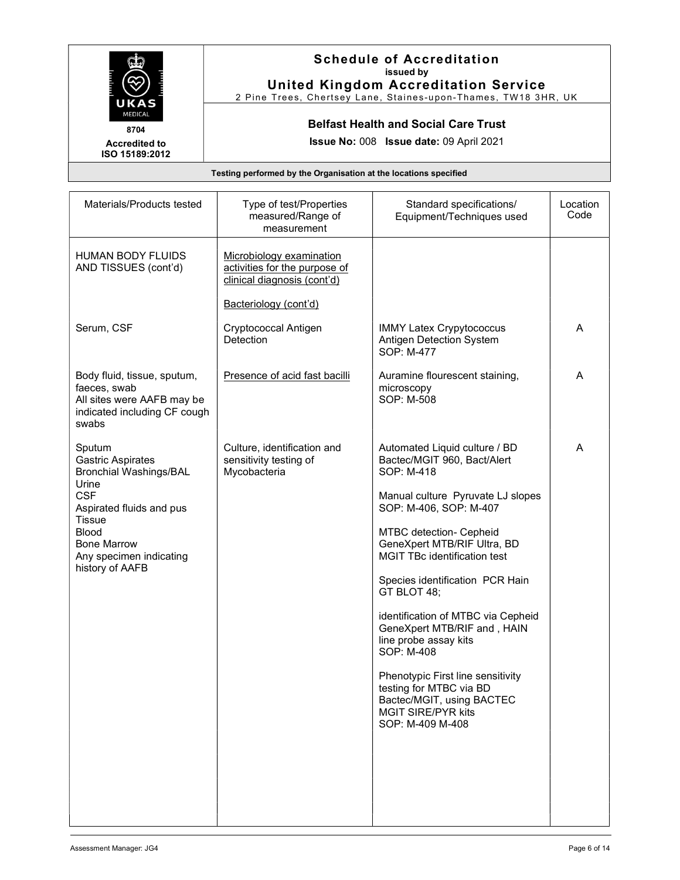# Schedule of Accreditation

issued by

**United Kingdom Accreditation Service**

2 Pine Trees, Chertsey Lane, Staines-upon-Thames, TW18 3HR, UK

8704

Accredited to ISO 15189:2012

**Belfast Health and Social Care Trust**

**Issue No:** 008 **Issue date:** 09 April 2021

**Testing performed by the Organisation at the locations specified**

| Materials/Products tested | Type of test/Properties measured/Range of measurement | Standard specifications/ Equipment/Techniques used | Location Code |
|---|---|---|---|
| HUMAN BODY FLUIDS AND TISSUES (cont'd) | Microbiology examination activities for the purpose of clinical diagnosis (cont'd)<br><br>Bacteriology (cont'd) | | |
| Serum, CSF | Cryptococcal Antigen Detection | IMMY Latex Crypytococcus Antigen Detection System<br>SOP: M-477 | A |
| Body fluid, tissue, sputum, faeces, swab<br>All sites were AAFB may be indicated including CF cough swabs | Presence of acid fast bacilli | Auramine flourescent staining, microscopy<br>SOP: M-508 | A |
| Sputum<br>Gastric Aspirates<br>Bronchial Washings/BAL<br>Urine<br>CSF<br>Aspirated fluids and pus<br>Tissue<br>Blood<br>Bone Marrow<br>Any specimen indicating history of AAFB | Culture, identification and sensitivity testing of Mycobacteria | Automated Liquid culture / BD Bactec/MGIT 960, Bact/Alert<br>SOP: M-418<br><br>Manual culture Pyruvate LJ slopes<br>SOP: M-406, SOP: M-407<br><br>MTBC detection- Cepheid GeneXpert MTB/RIF Ultra, BD MGIT TBc identification test<br><br>Species identification PCR Hain GT BLOT 48;<br><br>identification of MTBC via Cepheid GeneXpert MTB/RIF and , HAIN line probe assay kits<br>SOP: M-408<br><br>Phenotypic First line sensitivity testing for MTBC via BD Bactec/MGIT, using BACTEC MGIT SIRE/PYR kits<br>SOP: M-409 M-408 | A |

Assessment Manager: JG4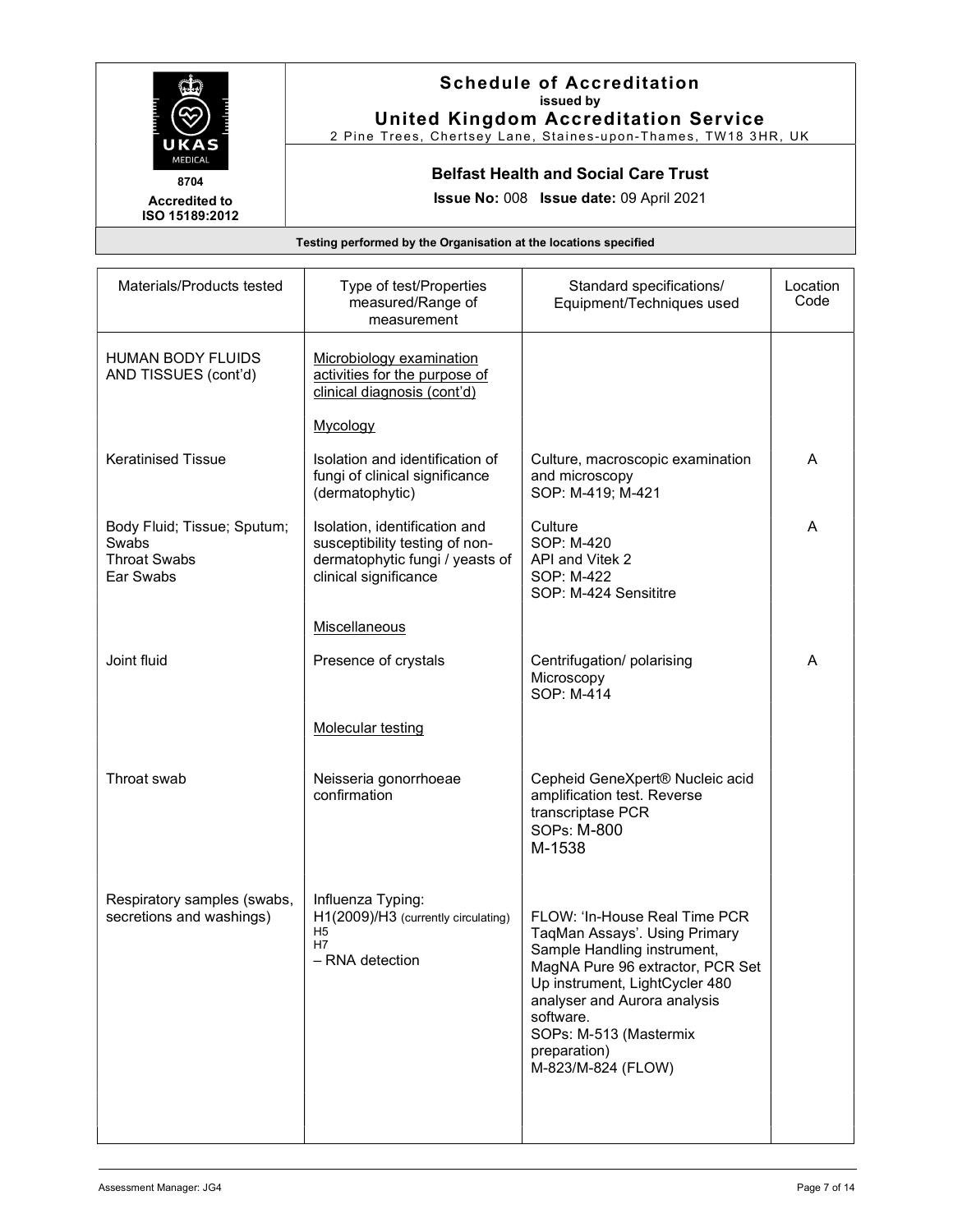# Schedule of Accreditation
issued by
**United Kingdom Accreditation Service**
2 Pine Trees, Chertsey Lane, Staines-upon-Thames, TW18 3HR, UK

8704
**Accredited to ISO 15189:2012**

**Belfast Health and Social Care Trust**

**Issue No:** 008 **Issue date:** 09 April 2021

**Testing performed by the Organisation at the locations specified**

| Materials/Products tested | Type of test/Properties measured/Range of measurement | Standard specifications/ Equipment/Techniques used | Location Code |
|---|---|---|---|
| HUMAN BODY FLUIDS AND TISSUES (cont'd) | Microbiology examination activities for the purpose of clinical diagnosis (cont'd) | | |
| | Mycology | | |
| Keratinised Tissue | Isolation and identification of fungi of clinical significance (dermatophytic) | Culture, macroscopic examination and microscopy<br>SOP: M-419; M-421 | A |
| Body Fluid; Tissue; Sputum; Swabs<br>Throat Swabs<br>Ear Swabs | Isolation, identification and susceptibility testing of non-dermatophytic fungi / yeasts of clinical significance | Culture<br>SOP: M-420<br>API and Vitek 2<br>SOP: M-422<br>SOP: M-424 Sensititre | A |
| | Miscellaneous | | |
| Joint fluid | Presence of crystals | Centrifugation/ polarising Microscopy<br>SOP: M-414 | A |
| | Molecular testing | | |
| Throat swab | Neisseria gonorrhoeae confirmation | Cepheid GeneXpert® Nucleic acid amplification test. Reverse transcriptase PCR<br>SOPs: M-800<br>M-1538 | |
| Respiratory samples (swabs, secretions and washings) | Influenza Typing:<br>H1(2009)/H3 (currently circulating)<br>H5<br>H7<br>– RNA detection | FLOW: 'In-House Real Time PCR TaqMan Assays'. Using Primary Sample Handling instrument, MagNA Pure 96 extractor, PCR Set Up instrument, LightCycler 480 analyser and Aurora analysis software.<br>SOPs: M-513 (Mastermix preparation)<br>M-823/M-824 (FLOW) | |

Assessment Manager: JG4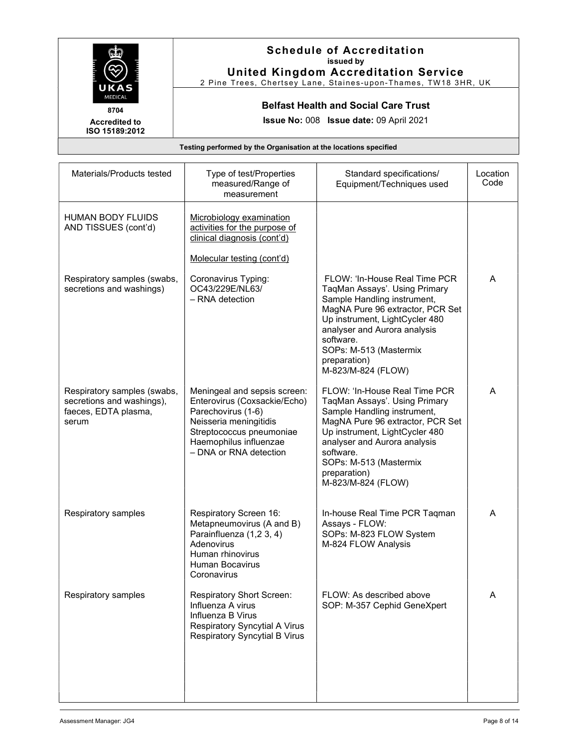# Schedule of Accreditation
issued by
# United Kingdom Accreditation Service
2 Pine Trees, Chertsey Lane, Staines-upon-Thames, TW18 3HR, UK

8704
Accredited to ISO 15189:2012

**Belfast Health and Social Care Trust**

**Issue No:** 008 **Issue date:** 09 April 2021

**Testing performed by the Organisation at the locations specified**

| Materials/Products tested | Type of test/Properties measured/Range of measurement | Standard specifications/ Equipment/Techniques used | Location Code |
|---|---|---|---|
| HUMAN BODY FLUIDS AND TISSUES (cont'd) | Microbiology examination activities for the purpose of clinical diagnosis (cont'd)<br><br>Molecular testing (cont'd) | | |
| Respiratory samples (swabs, secretions and washings) | Coronavirus Typing: OC43/229E/NL63/ – RNA detection | FLOW: 'In-House Real Time PCR TaqMan Assays'. Using Primary Sample Handling instrument, MagNA Pure 96 extractor, PCR Set Up instrument, LightCycler 480 analyser and Aurora analysis software.<br>SOPs: M-513 (Mastermix preparation)<br>M-823/M-824 (FLOW) | A |
| Respiratory samples (swabs, secretions and washings), faeces, EDTA plasma, serum | Meningeal and sepsis screen: Enterovirus (Coxsackie/Echo)<br>Parechovirus (1-6)<br>Neisseria meningitidis<br>Streptococcus pneumoniae<br>Haemophilus influenzae<br>– DNA or RNA detection | FLOW: 'In-House Real Time PCR TaqMan Assays'. Using Primary Sample Handling instrument, MagNA Pure 96 extractor, PCR Set Up instrument, LightCycler 480 analyser and Aurora analysis software.<br>SOPs: M-513 (Mastermix preparation)<br>M-823/M-824 (FLOW) | A |
| Respiratory samples | Respiratory Screen 16:<br>Metapneumovirus (A and B)<br>Parainfluenza (1,2 3, 4)<br>Adenovirus<br>Human rhinovirus<br>Human Bocavirus<br>Coronavirus | In-house Real Time PCR Taqman Assays - FLOW:<br>SOPs: M-823 FLOW System<br>M-824 FLOW Analysis | A |
| Respiratory samples | Respiratory Short Screen:<br>Influenza A virus<br>Influenza B Virus<br>Respiratory Syncytial A Virus<br>Respiratory Syncytial B Virus | FLOW: As described above<br>SOP: M-357 Cephid GeneXpert | A |

Assessment Manager: JG4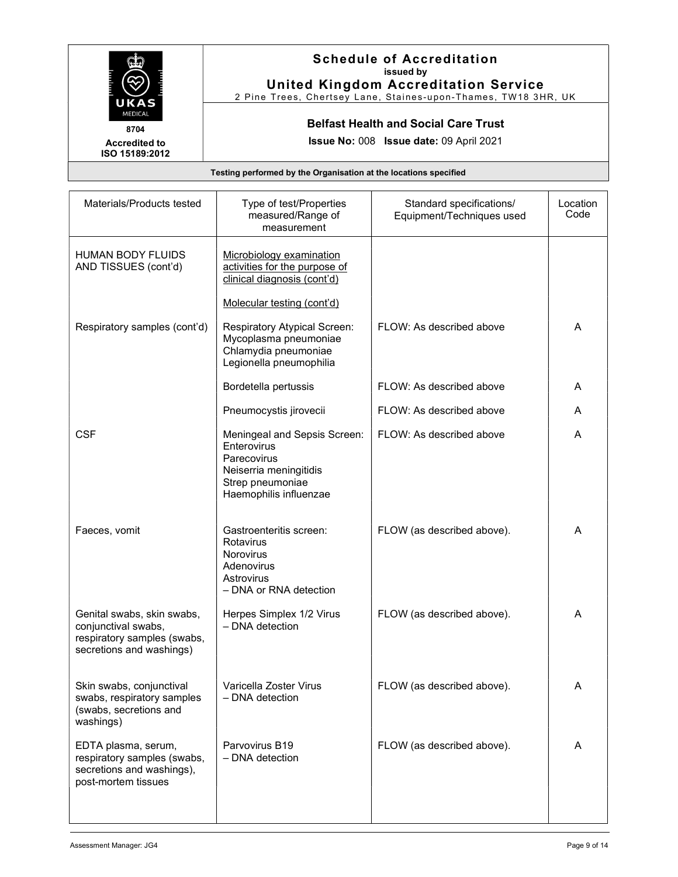# Schedule of Accreditation

issued by

**United Kingdom Accreditation Service**

2 Pine Trees, Chertsey Lane, Staines-upon-Thames, TW18 3HR, UK

8704

Accredited to ISO 15189:2012

**Belfast Health and Social Care Trust**

**Issue No:** 008 **Issue date:** 09 April 2021

**Testing performed by the Organisation at the locations specified**

| Materials/Products tested | Type of test/Properties measured/Range of measurement | Standard specifications/ Equipment/Techniques used | Location Code |
|---|---|---|---|
| HUMAN BODY FLUIDS AND TISSUES (cont'd) | Microbiology examination activities for the purpose of clinical diagnosis (cont'd)<br><br>Molecular testing (cont'd) | | |
| Respiratory samples (cont'd) | Respiratory Atypical Screen:<br>Mycoplasma pneumoniae<br>Chlamydia pneumoniae<br>Legionella pneumophilia | FLOW: As described above | A |
| | Bordetella pertussis | FLOW: As described above | A |
| | Pneumocystis jirovecii | FLOW: As described above | A |
| CSF | Meningeal and Sepsis Screen:<br>Enterovirus<br>Parecovirus<br>Neiserria meningitidis<br>Strep pneumoniae<br>Haemophilis influenzae | FLOW: As described above | A |
| Faeces, vomit | Gastroenteritis screen:<br>Rotavirus<br>Norovirus<br>Adenovirus<br>Astrovirus<br>– DNA or RNA detection | FLOW (as described above). | A |
| Genital swabs, skin swabs, conjunctival swabs, respiratory samples (swabs, secretions and washings) | Herpes Simplex 1/2 Virus<br>– DNA detection | FLOW (as described above). | A |
| Skin swabs, conjunctival swabs, respiratory samples (swabs, secretions and washings) | Varicella Zoster Virus<br>– DNA detection | FLOW (as described above). | A |
| EDTA plasma, serum, respiratory samples (swabs, secretions and washings), post-mortem tissues | Parvovirus B19<br>– DNA detection | FLOW (as described above). | A |

Assessment Manager: JG4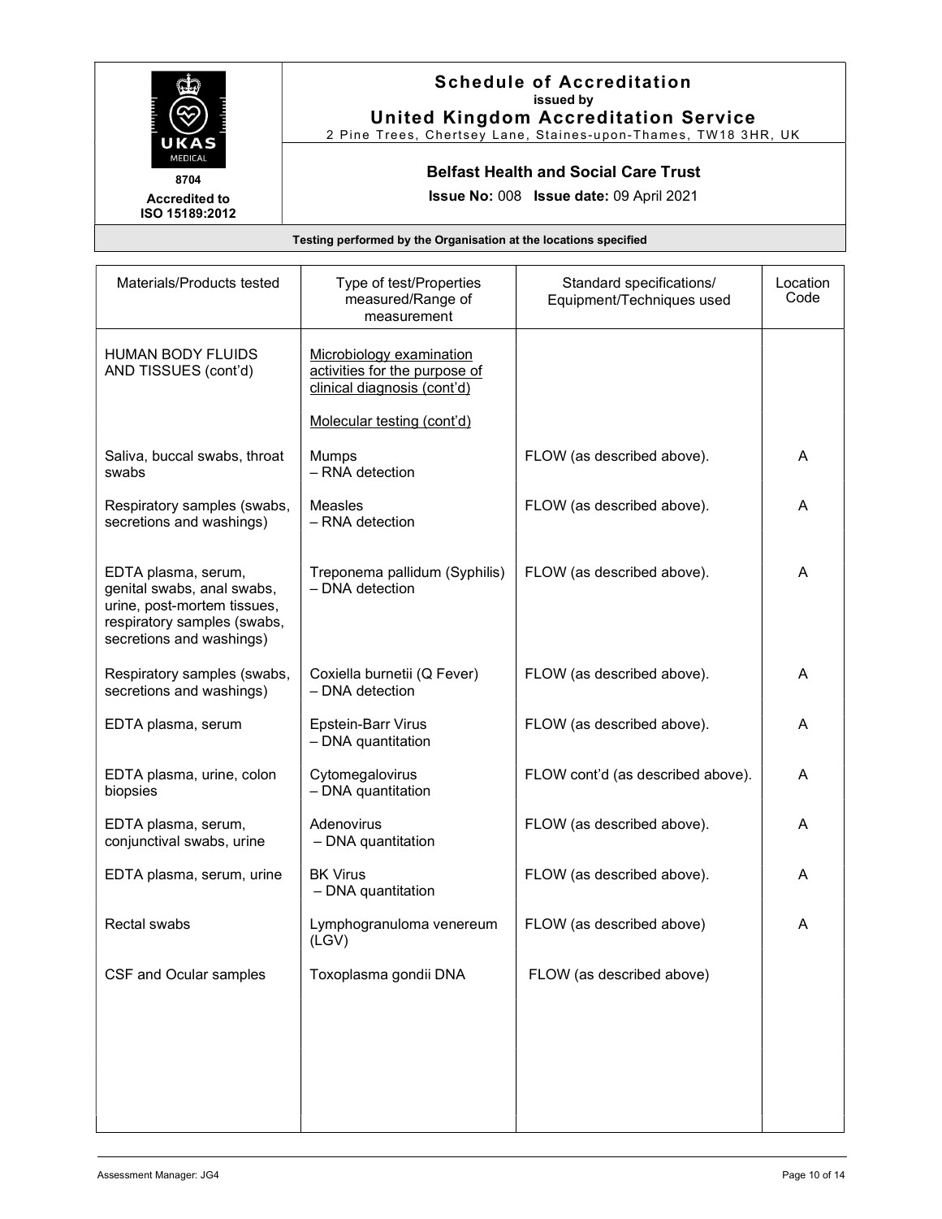# Schedule of Accreditation

issued by

**United Kingdom Accreditation Service**

2 Pine Trees, Chertsey Lane, Staines-upon-Thames, TW18 3HR, UK

8704

Accredited to ISO 15189:2012

**Belfast Health and Social Care Trust**

**Issue No:** 008 **Issue date:** 09 April 2021

**Testing performed by the Organisation at the locations specified**

| Materials/Products tested | Type of test/Properties measured/Range of measurement | Standard specifications/ Equipment/Techniques used | Location Code |
|---|---|---|---|
| HUMAN BODY FLUIDS AND TISSUES (cont'd) | Microbiology examination activities for the purpose of clinical diagnosis (cont'd)<br><br>Molecular testing (cont'd) | | |
| Saliva, buccal swabs, throat swabs | Mumps<br>– RNA detection | FLOW (as described above). | A |
| Respiratory samples (swabs, secretions and washings) | Measles<br>– RNA detection | FLOW (as described above). | A |
| EDTA plasma, serum, genital swabs, anal swabs, urine, post-mortem tissues, respiratory samples (swabs, secretions and washings) | Treponema pallidum (Syphilis)<br>– DNA detection | FLOW (as described above). | A |
| Respiratory samples (swabs, secretions and washings) | Coxiella burnetii (Q Fever)<br>– DNA detection | FLOW (as described above). | A |
| EDTA plasma, serum | Epstein-Barr Virus<br>– DNA quantitation | FLOW (as described above). | A |
| EDTA plasma, urine, colon biopsies | Cytomegalovirus<br>– DNA quantitation | FLOW cont'd (as described above). | A |
| EDTA plasma, serum, conjunctival swabs, urine | Adenovirus<br>– DNA quantitation | FLOW (as described above). | A |
| EDTA plasma, serum, urine | BK Virus<br>– DNA quantitation | FLOW (as described above). | A |
| Rectal swabs | Lymphogranuloma venereum (LGV) | FLOW (as described above) | A |
| CSF and Ocular samples | Toxoplasma gondii DNA | FLOW (as described above) | |

Assessment Manager: JG4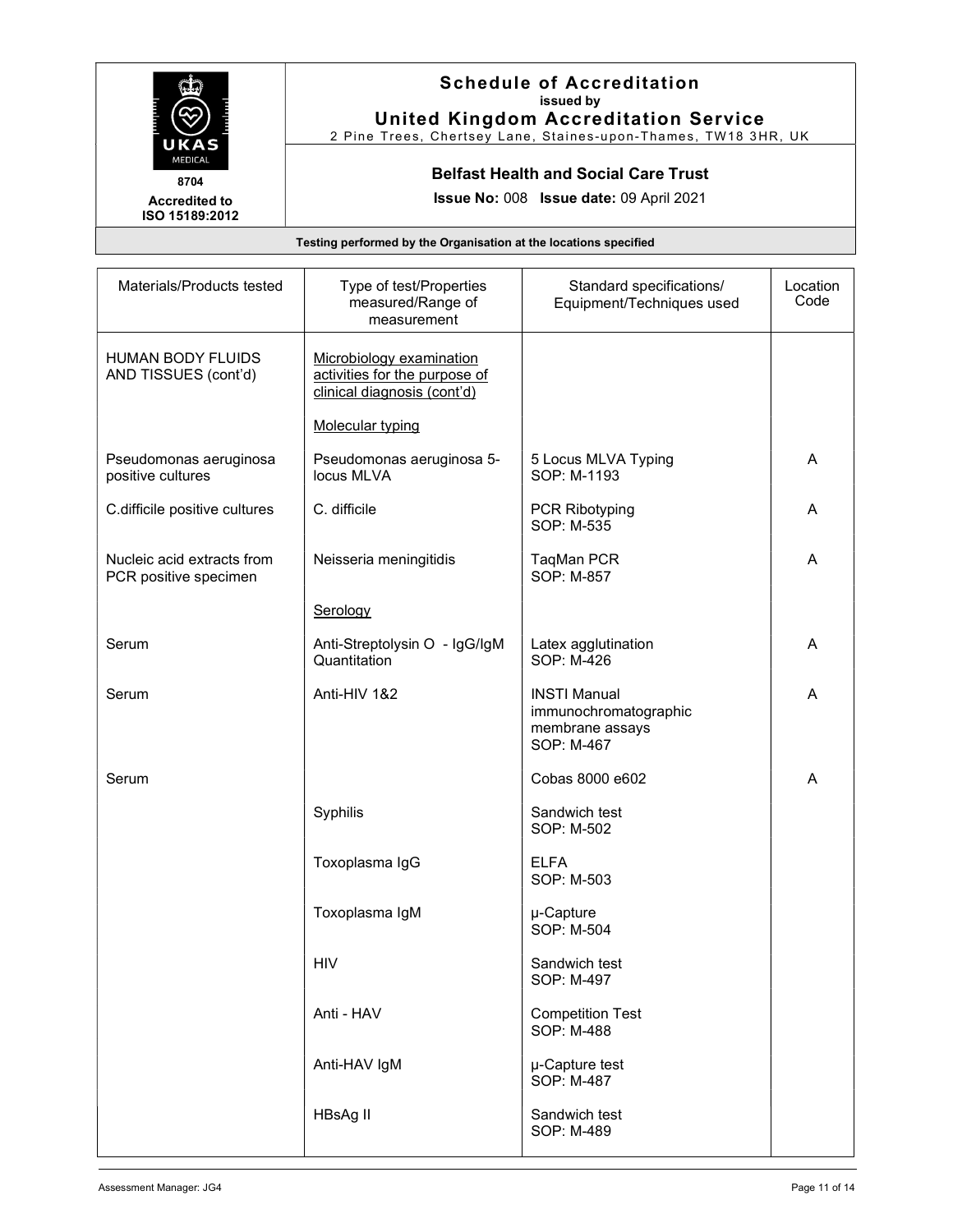# Schedule of Accreditation
issued by
# United Kingdom Accreditation Service
2 Pine Trees, Chertsey Lane, Staines-upon-Thames, TW18 3HR, UK

8704
Accredited to ISO 15189:2012

**Belfast Health and Social Care Trust**

**Issue No:** 008 **Issue date:** 09 April 2021

**Testing performed by the Organisation at the locations specified**

| Materials/Products tested | Type of test/Properties measured/Range of measurement | Standard specifications/ Equipment/Techniques used | Location Code |
|---|---|---|---|
| HUMAN BODY FLUIDS AND TISSUES (cont'd) | Microbiology examination activities for the purpose of clinical diagnosis (cont'd) | | |
| | Molecular typing | | |
| Pseudomonas aeruginosa positive cultures | Pseudomonas aeruginosa 5-locus MLVA | 5 Locus MLVA Typing SOP: M-1193 | A |
| C.difficile positive cultures | C. difficile | PCR Ribotyping SOP: M-535 | A |
| Nucleic acid extracts from PCR positive specimen | Neisseria meningitidis | TaqMan PCR SOP: M-857 | A |
| | Serology | | |
| Serum | Anti-Streptolysin O - IgG/IgM Quantitation | Latex agglutination SOP: M-426 | A |
| Serum | Anti-HIV 1&2 | INSTI Manual immunochromatographic membrane assays SOP: M-467 | A |
| Serum | | Cobas 8000 e602 | A |
| | Syphilis | Sandwich test SOP: M-502 | |
| | Toxoplasma IgG | ELFA SOP: M-503 | |
| | Toxoplasma IgM | μ-Capture SOP: M-504 | |
| | HIV | Sandwich test SOP: M-497 | |
| | Anti - HAV | Competition Test SOP: M-488 | |
| | Anti-HAV IgM | μ-Capture test SOP: M-487 | |
| | HBsAg II | Sandwich test SOP: M-489 | |

Assessment Manager: JG4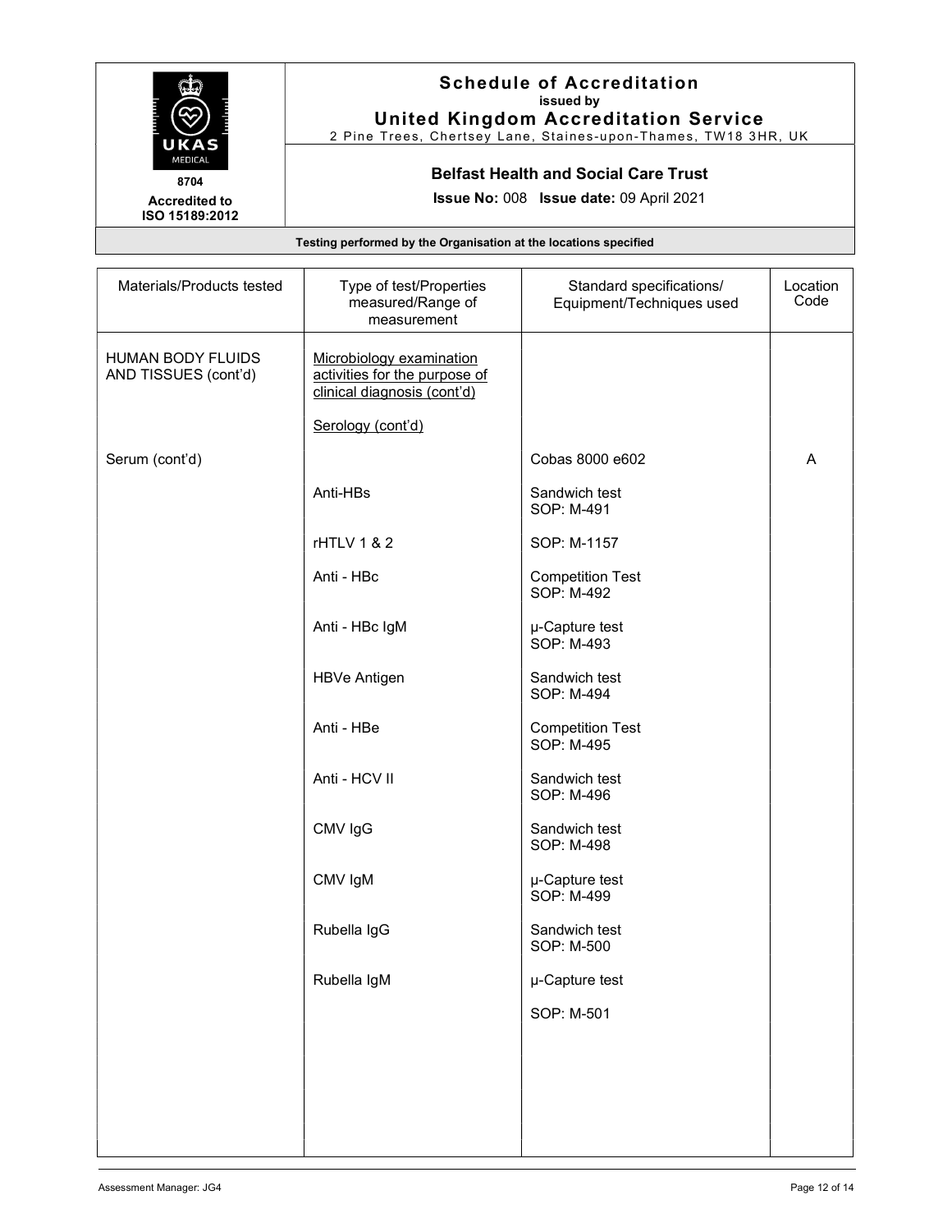## Schedule of Accreditation
issued by
**United Kingdom Accreditation Service**
2 Pine Trees, Chertsey Lane, Staines-upon-Thames, TW18 3HR, UK

8704
**Accredited to ISO 15189:2012**

**Belfast Health and Social Care Trust**

**Issue No:** 008 **Issue date:** 09 April 2021

**Testing performed by the Organisation at the locations specified**

| Materials/Products tested | Type of test/Properties measured/Range of measurement | Standard specifications/ Equipment/Techniques used | Location Code |
|---|---|---|---|
| HUMAN BODY FLUIDS AND TISSUES (cont'd) | Microbiology examination activities for the purpose of clinical diagnosis (cont'd) | | |
| | Serology (cont'd) | | |
| Serum (cont'd) | | Cobas 8000 e602 | A |
| | Anti-HBs | Sandwich test SOP: M-491 | |
| | rHTLV 1 & 2 | SOP: M-1157 | |
| | Anti - HBc | Competition Test SOP: M-492 | |
| | Anti - HBc IgM | µ-Capture test SOP: M-493 | |
| | HBVe Antigen | Sandwich test SOP: M-494 | |
| | Anti - HBe | Competition Test SOP: M-495 | |
| | Anti - HCV II | Sandwich test SOP: M-496 | |
| | CMV IgG | Sandwich test SOP: M-498 | |
| | CMV IgM | µ-Capture test SOP: M-499 | |
| | Rubella IgG | Sandwich test SOP: M-500 | |
| | Rubella IgM | µ-Capture test SOP: M-501 | |

Assessment Manager: JG4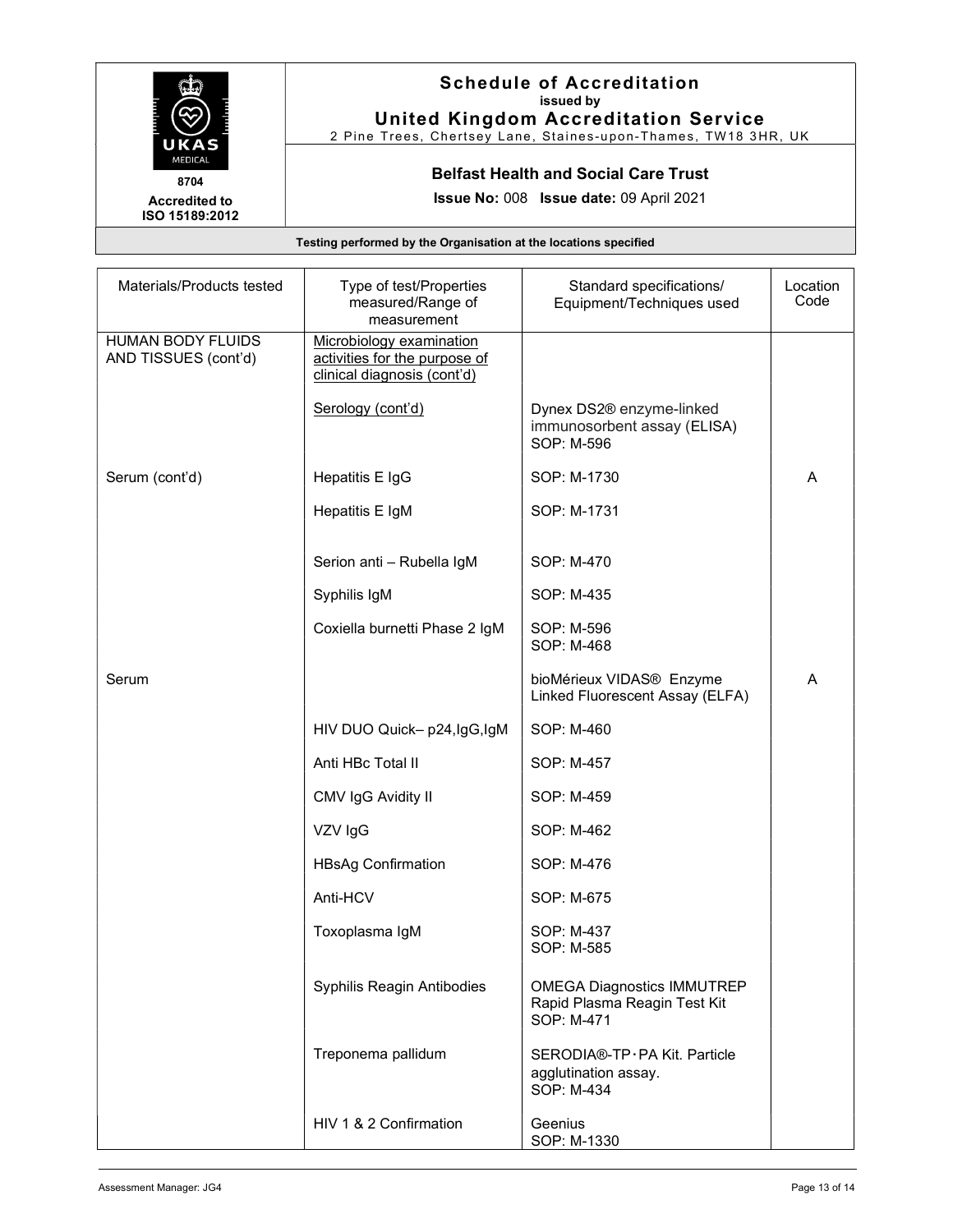## Schedule of Accreditation
issued by
**United Kingdom Accreditation Service**
2 Pine Trees, Chertsey Lane, Staines-upon-Thames, TW18 3HR, UK

8704
Accredited to ISO 15189:2012

**Belfast Health and Social Care Trust**

**Issue No:** 008 **Issue date:** 09 April 2021

**Testing performed by the Organisation at the locations specified**

| Materials/Products tested | Type of test/Properties measured/Range of measurement | Standard specifications/ Equipment/Techniques used | Location Code |
|---|---|---|---|
| HUMAN BODY FLUIDS AND TISSUES (cont'd) | Microbiology examination activities for the purpose of clinical diagnosis (cont'd) | | |
| | Serology (cont'd) | Dynex DS2® enzyme-linked immunosorbent assay (ELISA) SOP: M-596 | |
| Serum (cont'd) | Hepatitis E IgG | SOP: M-1730 | A |
| | Hepatitis E IgM | SOP: M-1731 | |
| | Serion anti – Rubella IgM | SOP: M-470 | |
| | Syphilis IgM | SOP: M-435 | |
| | Coxiella burnetti Phase 2 IgM | SOP: M-596<br>SOP: M-468 | |
| Serum | | bioMérieux VIDAS® Enzyme Linked Fluorescent Assay (ELFA) | A |
| | HIV DUO Quick– p24,IgG,IgM | SOP: M-460 | |
| | Anti HBc Total II | SOP: M-457 | |
| | CMV IgG Avidity II | SOP: M-459 | |
| | VZV IgG | SOP: M-462 | |
| | HBsAg Confirmation | SOP: M-476 | |
| | Anti-HCV | SOP: M-675 | |
| | Toxoplasma IgM | SOP: M-437<br>SOP: M-585 | |
| | Syphilis Reagin Antibodies | OMEGA Diagnostics IMMUTREP Rapid Plasma Reagin Test Kit SOP: M-471 | |
| | Treponema pallidum | SERODIA®-TP·PA Kit. Particle agglutination assay. SOP: M-434 | |
| | HIV 1 & 2 Confirmation | Geenius SOP: M-1330 | |

Assessment Manager: JG4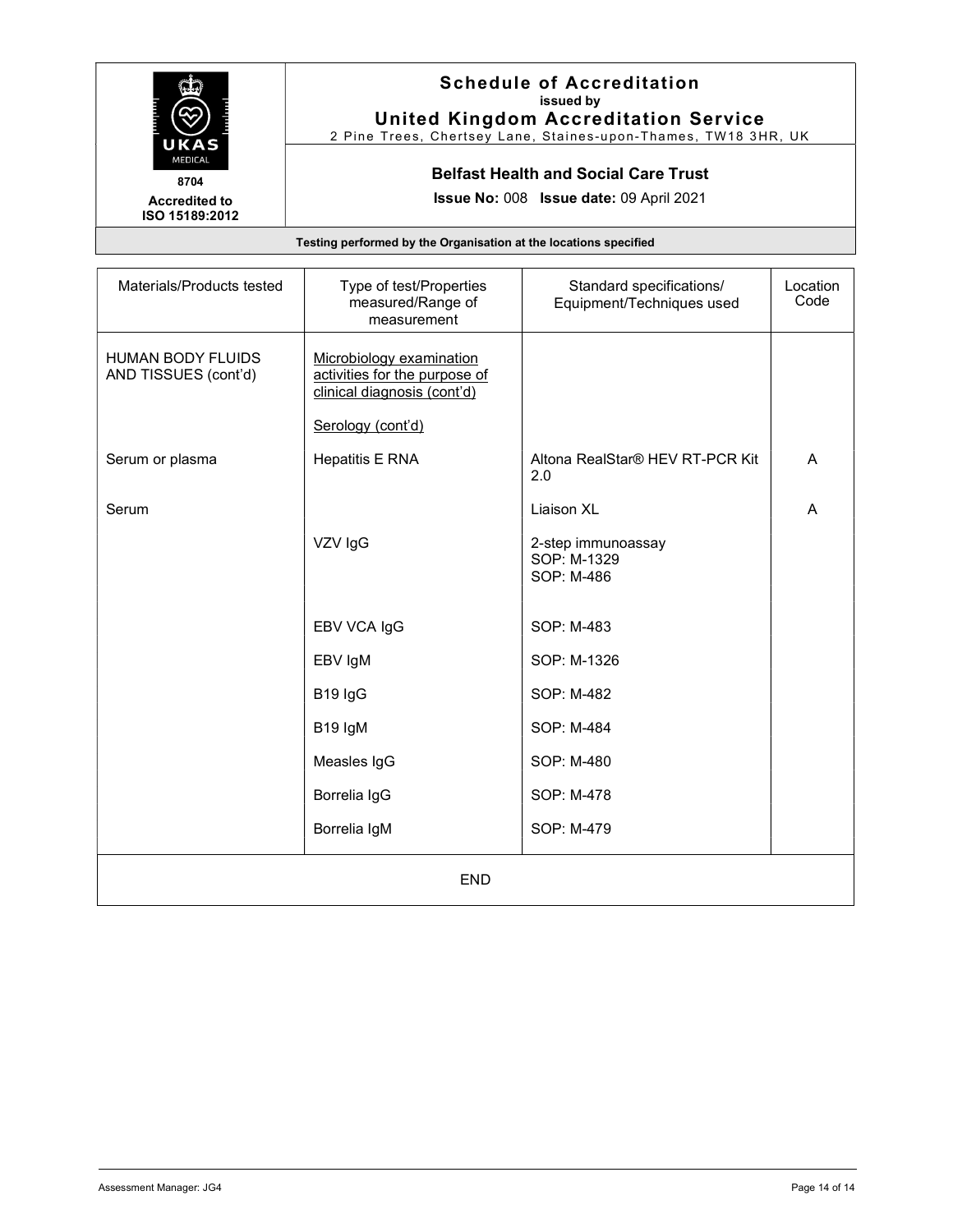# Schedule of Accreditation
issued by
**United Kingdom Accreditation Service**
2 Pine Trees, Chertsey Lane, Staines-upon-Thames, TW18 3HR, UK

8704
**Accredited to ISO 15189:2012**

**Belfast Health and Social Care Trust**

**Issue No:** 008 **Issue date:** 09 April 2021

**Testing performed by the Organisation at the locations specified**

| Materials/Products tested | Type of test/Properties measured/Range of measurement | Standard specifications/ Equipment/Techniques used | Location Code |
|---|---|---|---|
| HUMAN BODY FLUIDS AND TISSUES (cont'd) | Microbiology examination activities for the purpose of clinical diagnosis (cont'd) | | |
| | Serology (cont'd) | | |
| Serum or plasma | Hepatitis E RNA | Altona RealStar® HEV RT-PCR Kit 2.0 | A |
| Serum | | Liaison XL | A |
| | VZV IgG | 2-step immunoassay<br>SOP: M-1329<br>SOP: M-486 | |
| | EBV VCA IgG | SOP: M-483 | |
| | EBV IgM | SOP: M-1326 | |
| | B19 IgG | SOP: M-482 | |
| | B19 IgM | SOP: M-484 | |
| | Measles IgG | SOP: M-480 | |
| | Borrelia IgG | SOP: M-478 | |
| | Borrelia IgM | SOP: M-479 | |

END

Assessment Manager: JG4